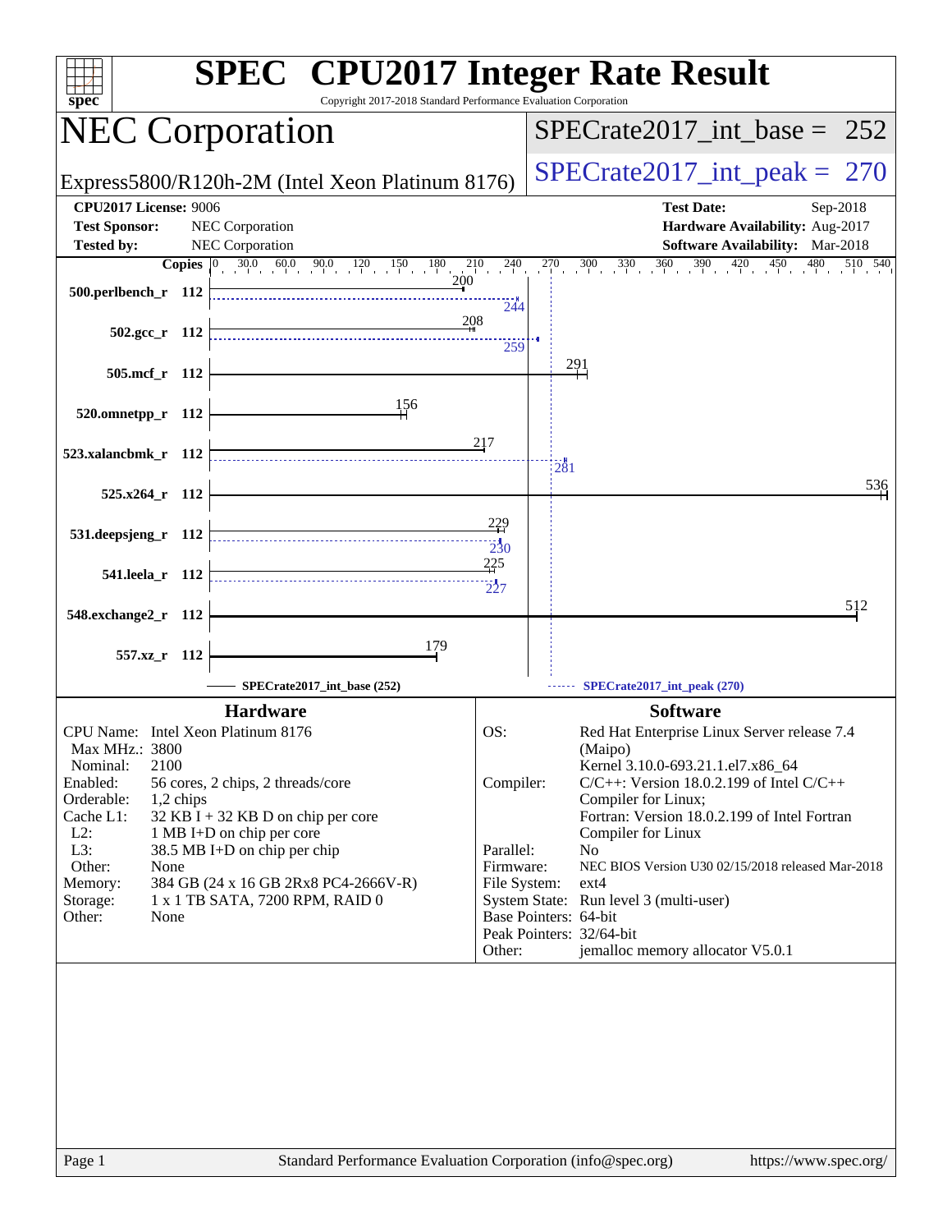# SPEC CPU2017 Integer Rate Result

Copyright 2017-2018 Standard Performance Evaluation Corporation

## NEC Corporation

Express5800/R120h-2M (Intel Xeon Platinum 8176)

SPECrate2017_int_base = 252

SPECrate2017_int_peak = 270

| | | | |
|---|---|---|---|
| **CPU2017 License:** | 9006 | **Test Date:** | Sep-2018 |
| **Test Sponsor:** | NEC Corporation | **Hardware Availability:** | Aug-2017 |
| **Tested by:** | NEC Corporation | **Software Availability:** | Mar-2018 |

| Benchmark | Copies | Base | Peak |
|---|---|---|---|
| 500.perlbench_r | 112 | 200 | 244 |
| 502.gcc_r | 112 | 208 | 259 |
| 505.mcf_r | 112 | 291 | |
| 520.omnetpp_r | 112 | 156 | |
| 523.xalancbmk_r | 112 | 217 | 281 |
| 525.x264_r | 112 | 536 | |
| 531.deepsjeng_r | 112 | 229 | 230 |
| 541.leela_r | 112 | 225 | 227 |
| 548.exchange2_r | 112 | 512 | |
| 557.xz_r | 112 | 179 | |

SPECrate2017_int_base (252) — SPECrate2017_int_peak (270)

### Hardware

| | |
|---|---|
| CPU Name: | Intel Xeon Platinum 8176 |
| Max MHz.: | 3800 |
| Nominal: | 2100 |
| Enabled: | 56 cores, 2 chips, 2 threads/core |
| Orderable: | 1,2 chips |
| Cache L1: | 32 KB I + 32 KB D on chip per core |
| L2: | 1 MB I+D on chip per core |
| L3: | 38.5 MB I+D on chip per chip |
| Other: | None |
| Memory: | 384 GB (24 x 16 GB 2Rx8 PC4-2666V-R) |
| Storage: | 1 x 1 TB SATA, 7200 RPM, RAID 0 |
| Other: | None |

### Software

| | |
|---|---|
| OS: | Red Hat Enterprise Linux Server release 7.4 (Maipo) Kernel 3.10.0-693.21.1.el7.x86_64 |
| Compiler: | C/C++: Version 18.0.2.199 of Intel C/C++ Compiler for Linux; Fortran: Version 18.0.2.199 of Intel Fortran Compiler for Linux |
| Parallel: | No |
| Firmware: | NEC BIOS Version U30 02/15/2018 released Mar-2018 |
| File System: | ext4 |
| System State: | Run level 3 (multi-user) |
| Base Pointers: | 64-bit |
| Peak Pointers: | 32/64-bit |
| Other: | jemalloc memory allocator V5.0.1 |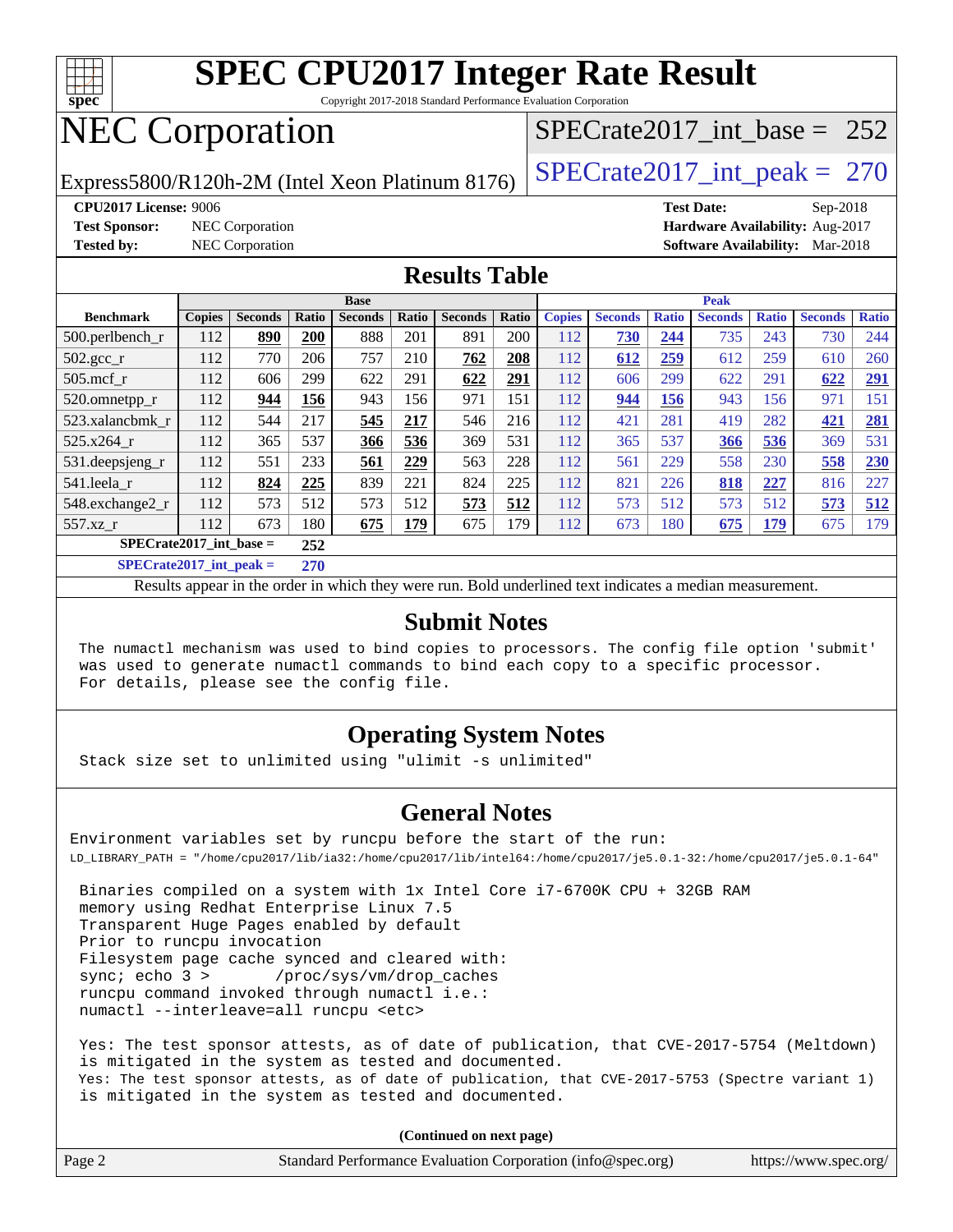# SPEC CPU2017 Integer Rate Result

Copyright 2017-2018 Standard Performance Evaluation Corporation

# NEC Corporation

Express5800/R120h-2M (Intel Xeon Platinum 8176)

SPECrate2017_int_base = 252

SPECrate2017_int_peak = 270

**CPU2017 License:** 9006
**Test Sponsor:** NEC Corporation
**Tested by:** NEC Corporation

**Test Date:** Sep-2018
**Hardware Availability:** Aug-2017
**Software Availability:** Mar-2018

## Results Table

| Benchmark | Base | | | | | | | Peak | | | | | | |
|---|---|---|---|---|---|---|---|---|---|---|---|---|---|---|
| | Copies | Seconds | Ratio | Seconds | Ratio | Seconds | Ratio | Copies | Seconds | Ratio | Seconds | Ratio | Seconds | Ratio |
| 500.perlbench_r | 112 | **890** | **200** | 888 | 201 | 891 | 200 | 112 | **730** | **244** | 735 | 243 | 730 | 244 |
| 502.gcc_r | 112 | 770 | 206 | 757 | 210 | **762** | **208** | 112 | **612** | **259** | 612 | 259 | 610 | 260 |
| 505.mcf_r | 112 | 606 | 299 | 622 | 291 | **622** | **291** | 112 | 606 | 299 | 622 | 291 | **622** | **291** |
| 520.omnetpp_r | 112 | **944** | **156** | 943 | 156 | 971 | 151 | 112 | **944** | **156** | 943 | 156 | 971 | 151 |
| 523.xalancbmk_r | 112 | 544 | 217 | **545** | **217** | 546 | 216 | 112 | 421 | 281 | 419 | 282 | **421** | **281** |
| 525.x264_r | 112 | 365 | 537 | **366** | **536** | 369 | 531 | 112 | 365 | 537 | **366** | **536** | 369 | 531 |
| 531.deepsjeng_r | 112 | 551 | 233 | **561** | **229** | 563 | 228 | 112 | 561 | 229 | 558 | 230 | **558** | **230** |
| 541.leela_r | 112 | **824** | **225** | 839 | 221 | 824 | 225 | 112 | 821 | 226 | **818** | **227** | 816 | 227 |
| 548.exchange2_r | 112 | 573 | 512 | 573 | 512 | **573** | **512** | 112 | 573 | 512 | 573 | 512 | **573** | **512** |
| 557.xz_r | 112 | 673 | 180 | **675** | **179** | 675 | 179 | 112 | 673 | 180 | **675** | **179** | 675 | 179 |

**SPECrate2017_int_base = 252**

**SPECrate2017_int_peak = 270**

Results appear in the order in which they were run. Bold underlined text indicates a median measurement.

## Submit Notes

```
The numactl mechanism was used to bind copies to processors. The config file option 'submit'
was used to generate numactl commands to bind each copy to a specific processor.
For details, please see the config file.
```

## Operating System Notes

```
Stack size set to unlimited using "ulimit -s unlimited"
```

## General Notes

```
Environment variables set by runcpu before the start of the run:
LD_LIBRARY_PATH = "/home/cpu2017/lib/ia32:/home/cpu2017/lib/intel64:/home/cpu2017/je5.0.1-32:/home/cpu2017/je5.0.1-64"

 Binaries compiled on a system with 1x Intel Core i7-6700K CPU + 32GB RAM
 memory using Redhat Enterprise Linux 7.5
 Transparent Huge Pages enabled by default
 Prior to runcpu invocation
 Filesystem page cache synced and cleared with:
 sync; echo 3 >       /proc/sys/vm/drop_caches
 runcpu command invoked through numactl i.e.:
 numactl --interleave=all runcpu <etc>

 Yes: The test sponsor attests, as of date of publication, that CVE-2017-5754 (Meltdown)
 is mitigated in the system as tested and documented.
 Yes: The test sponsor attests, as of date of publication, that CVE-2017-5753 (Spectre variant 1)
 is mitigated in the system as tested and documented.
```

**(Continued on next page)**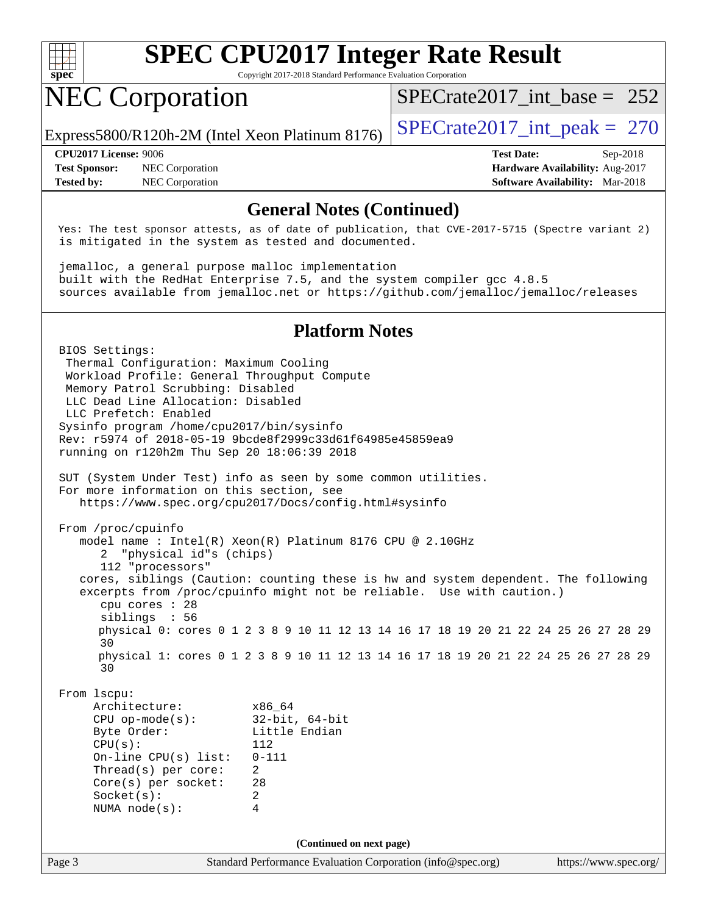## General Notes (Continued)

```
Yes: The test sponsor attests, as of date of publication, that CVE-2017-5715 (Spectre variant 2)
is mitigated in the system as tested and documented.

jemalloc, a general purpose malloc implementation
built with the RedHat Enterprise 7.5, and the system compiler gcc 4.8.5
sources available from jemalloc.net or https://github.com/jemalloc/jemalloc/releases
```

## Platform Notes

```
BIOS Settings:
 Thermal Configuration: Maximum Cooling
 Workload Profile: General Throughput Compute
 Memory Patrol Scrubbing: Disabled
 LLC Dead Line Allocation: Disabled
 LLC Prefetch: Enabled
Sysinfo program /home/cpu2017/bin/sysinfo
Rev: r5974 of 2018-05-19 9bcde8f2999c33d61f64985e45859ea9
running on r120h2m Thu Sep 20 18:06:39 2018

SUT (System Under Test) info as seen by some common utilities.
For more information on this section, see
   https://www.spec.org/cpu2017/Docs/config.html#sysinfo

From /proc/cpuinfo
   model name : Intel(R) Xeon(R) Platinum 8176 CPU @ 2.10GHz
      2  "physical id"s (chips)
      112 "processors"
   cores, siblings (Caution: counting these is hw and system dependent. The following
   excerpts from /proc/cpuinfo might not be reliable.  Use with caution.)
      cpu cores : 28
      siblings  : 56
      physical 0: cores 0 1 2 3 8 9 10 11 12 13 14 16 17 18 19 20 21 22 24 25 26 27 28 29
      30
      physical 1: cores 0 1 2 3 8 9 10 11 12 13 14 16 17 18 19 20 21 22 24 25 26 27 28 29
      30

From lscpu:
     Architecture:          x86_64
     CPU op-mode(s):        32-bit, 64-bit
     Byte Order:            Little Endian
     CPU(s):                112
     On-line CPU(s) list:   0-111
     Thread(s) per core:    2
     Core(s) per socket:    28
     Socket(s):             2
     NUMA node(s):          4
```

**(Continued on next page)**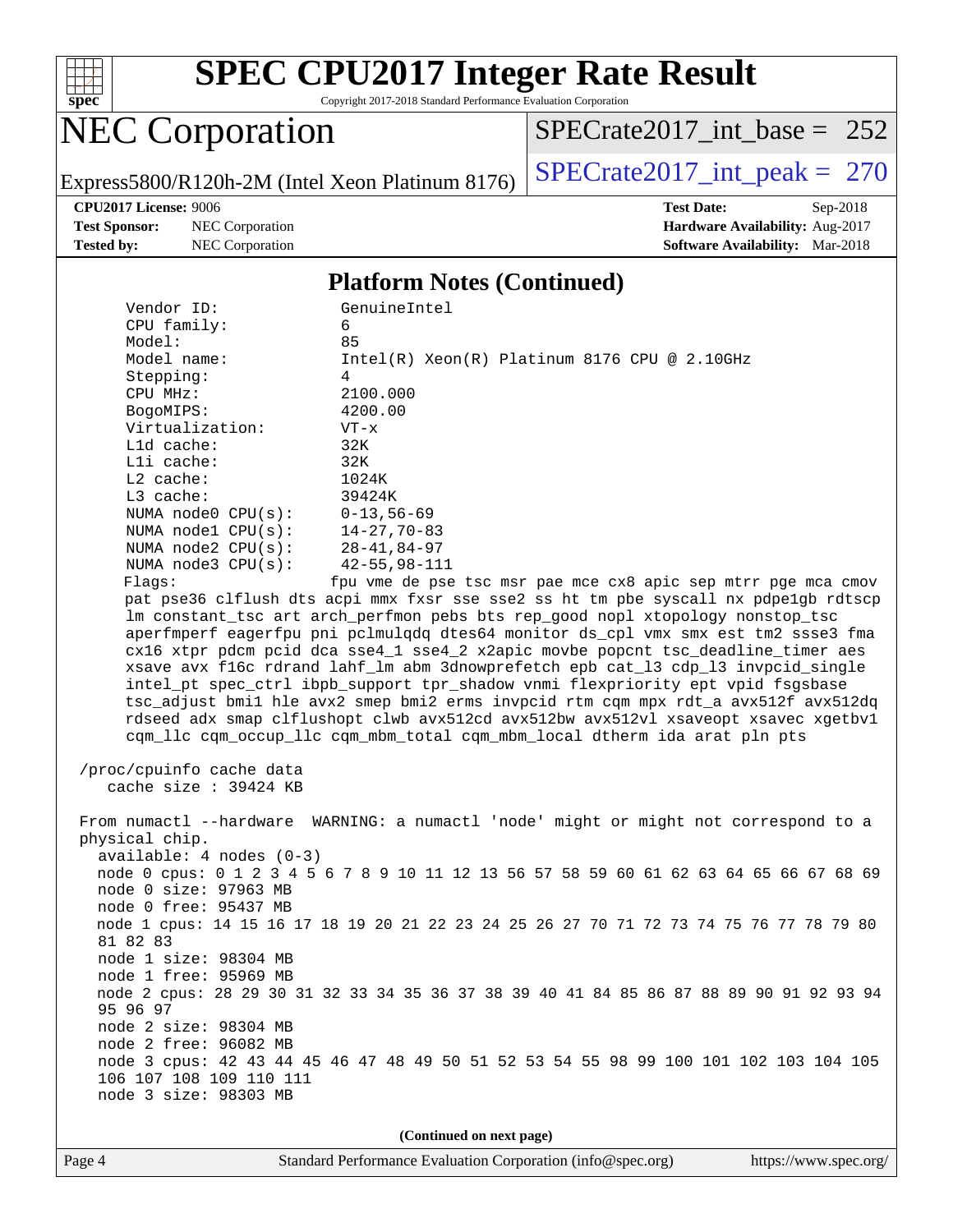## Platform Notes (Continued)

```
     Vendor ID:             GenuineIntel
     CPU family:            6
     Model:                 85
     Model name:            Intel(R) Xeon(R) Platinum 8176 CPU @ 2.10GHz
     Stepping:              4
     CPU MHz:               2100.000
     BogoMIPS:              4200.00
     Virtualization:        VT-x
     L1d cache:             32K
     L1i cache:             32K
     L2 cache:              1024K
     L3 cache:              39424K
     NUMA node0 CPU(s):     0-13,56-69
     NUMA node1 CPU(s):     14-27,70-83
     NUMA node2 CPU(s):     28-41,84-97
     NUMA node3 CPU(s):     42-55,98-111
     Flags:                 fpu vme de pse tsc msr pae mce cx8 apic sep mtrr pge mca cmov
     pat pse36 clflush dts acpi mmx fxsr sse sse2 ss ht tm pbe syscall nx pdpe1gb rdtscp
     lm constant_tsc art arch_perfmon pebs bts rep_good nopl xtopology nonstop_tsc
     aperfmperf eagerfpu pni pclmulqdq dtes64 monitor ds_cpl vmx smx est tm2 ssse3 fma
     cx16 xtpr pdcm pcid dca sse4_1 sse4_2 x2apic movbe popcnt tsc_deadline_timer aes
     xsave avx f16c rdrand lahf_lm abm 3dnowprefetch epb cat_l3 cdp_l3 invpcid_single
     intel_pt spec_ctrl ibpb_support tpr_shadow vnmi flexpriority ept vpid fsgsbase
     tsc_adjust bmi1 hle avx2 smep bmi2 erms invpcid rtm cqm mpx rdt_a avx512f avx512dq
     rdseed adx smap clflushopt clwb avx512cd avx512bw avx512vl xsaveopt xsavec xgetbv1
     cqm_llc cqm_occup_llc cqm_mbm_total cqm_mbm_local dtherm ida arat pln pts

 /proc/cpuinfo cache data
    cache size : 39424 KB

 From numactl --hardware  WARNING: a numactl 'node' might or might not correspond to a
 physical chip.
   available: 4 nodes (0-3)
   node 0 cpus: 0 1 2 3 4 5 6 7 8 9 10 11 12 13 56 57 58 59 60 61 62 63 64 65 66 67 68 69
   node 0 size: 97963 MB
   node 0 free: 95437 MB
   node 1 cpus: 14 15 16 17 18 19 20 21 22 23 24 25 26 27 70 71 72 73 74 75 76 77 78 79 80
   81 82 83
   node 1 size: 98304 MB
   node 1 free: 95969 MB
   node 2 cpus: 28 29 30 31 32 33 34 35 36 37 38 39 40 41 84 85 86 87 88 89 90 91 92 93 94
   95 96 97
   node 2 size: 98304 MB
   node 2 free: 96082 MB
   node 3 cpus: 42 43 44 45 46 47 48 49 50 51 52 53 54 55 98 99 100 101 102 103 104 105
   106 107 108 109 110 111
   node 3 size: 98303 MB
```

(Continued on next page)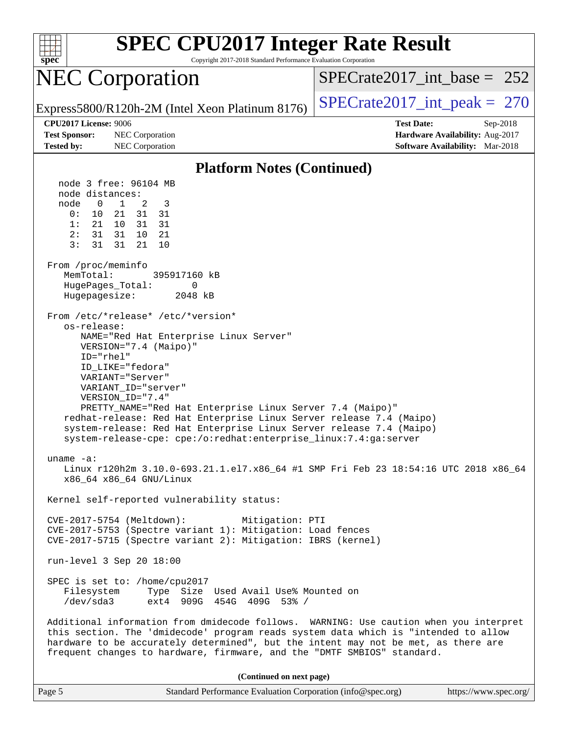# SPEC CPU2017 Integer Rate Result

Copyright 2017-2018 Standard Performance Evaluation Corporation

## NEC Corporation

Express5800/R120h-2M (Intel Xeon Platinum 8176)

SPECrate2017_int_base = 252

SPECrate2017_int_peak = 270

**CPU2017 License:** 9006
**Test Sponsor:** NEC Corporation
**Tested by:** NEC Corporation

**Test Date:** Sep-2018
**Hardware Availability:** Aug-2017
**Software Availability:** Mar-2018

### Platform Notes (Continued)

```
   node 3 free: 96104 MB
   node distances:
   node   0   1   2   3
     0:  10  21  31  31
     1:  21  10  31  31
     2:  31  31  10  21
     3:  31  31  21  10

 From /proc/meminfo
    MemTotal:       395917160 kB
    HugePages_Total:       0
    Hugepagesize:       2048 kB

 From /etc/*release* /etc/*version*
    os-release:
       NAME="Red Hat Enterprise Linux Server"
       VERSION="7.4 (Maipo)"
       ID="rhel"
       ID_LIKE="fedora"
       VARIANT="Server"
       VARIANT_ID="server"
       VERSION_ID="7.4"
       PRETTY_NAME="Red Hat Enterprise Linux Server 7.4 (Maipo)"
    redhat-release: Red Hat Enterprise Linux Server release 7.4 (Maipo)
    system-release: Red Hat Enterprise Linux Server release 7.4 (Maipo)
    system-release-cpe: cpe:/o:redhat:enterprise_linux:7.4:ga:server

 uname -a:
    Linux r120h2m 3.10.0-693.21.1.el7.x86_64 #1 SMP Fri Feb 23 18:54:16 UTC 2018 x86_64
    x86_64 x86_64 GNU/Linux

 Kernel self-reported vulnerability status:

 CVE-2017-5754 (Meltdown):          Mitigation: PTI
 CVE-2017-5753 (Spectre variant 1): Mitigation: Load fences
 CVE-2017-5715 (Spectre variant 2): Mitigation: IBRS (kernel)

 run-level 3 Sep 20 18:00

 SPEC is set to: /home/cpu2017
    Filesystem     Type  Size  Used Avail Use% Mounted on
    /dev/sda3      ext4  909G  454G  409G  53% /

 Additional information from dmidecode follows.  WARNING: Use caution when you interpret
 this section. The 'dmidecode' program reads system data which is "intended to allow
 hardware to be accurately determined", but the intent may not be met, as there are
 frequent changes to hardware, firmware, and the "DMTF SMBIOS" standard.
```

**(Continued on next page)**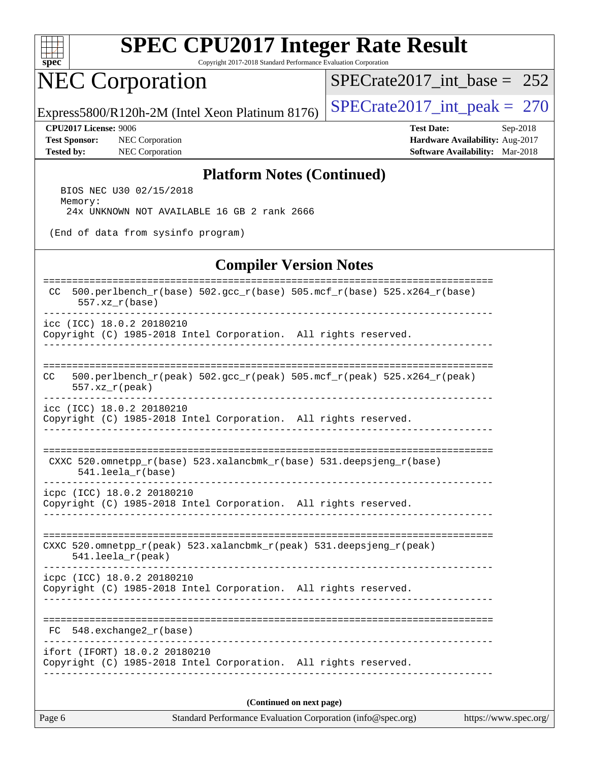## Platform Notes (Continued)

```
   BIOS NEC U30 02/15/2018
   Memory:
    24x UNKNOWN NOT AVAILABLE 16 GB 2 rank 2666

 (End of data from sysinfo program)
```

## Compiler Version Notes

```
==============================================================================
 CC  500.perlbench_r(base) 502.gcc_r(base) 505.mcf_r(base) 525.x264_r(base)
      557.xz_r(base)
------------------------------------------------------------------------------
icc (ICC) 18.0.2 20180210
Copyright (C) 1985-2018 Intel Corporation.  All rights reserved.
------------------------------------------------------------------------------

==============================================================================
CC   500.perlbench_r(peak) 502.gcc_r(peak) 505.mcf_r(peak) 525.x264_r(peak)
     557.xz_r(peak)
------------------------------------------------------------------------------
icc (ICC) 18.0.2 20180210
Copyright (C) 1985-2018 Intel Corporation.  All rights reserved.
------------------------------------------------------------------------------

==============================================================================
 CXXC 520.omnetpp_r(base) 523.xalancbmk_r(base) 531.deepsjeng_r(base)
      541.leela_r(base)
------------------------------------------------------------------------------
icpc (ICC) 18.0.2 20180210
Copyright (C) 1985-2018 Intel Corporation.  All rights reserved.
------------------------------------------------------------------------------

==============================================================================
CXXC 520.omnetpp_r(peak) 523.xalancbmk_r(peak) 531.deepsjeng_r(peak)
     541.leela_r(peak)
------------------------------------------------------------------------------
icpc (ICC) 18.0.2 20180210
Copyright (C) 1985-2018 Intel Corporation.  All rights reserved.
------------------------------------------------------------------------------

==============================================================================
 FC  548.exchange2_r(base)
------------------------------------------------------------------------------
ifort (IFORT) 18.0.2 20180210
Copyright (C) 1985-2018 Intel Corporation.  All rights reserved.
------------------------------------------------------------------------------
```

**(Continued on next page)**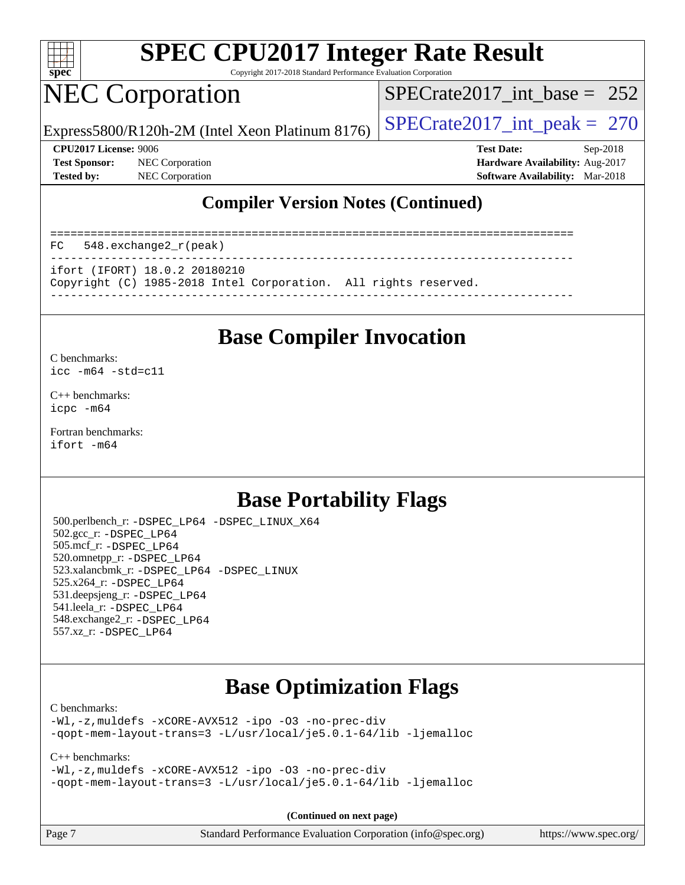## Compiler Version Notes (Continued)

```
==============================================================================
FC   548.exchange2_r(peak)
------------------------------------------------------------------------------
ifort (IFORT) 18.0.2 20180210
Copyright (C) 1985-2018 Intel Corporation.  All rights reserved.
------------------------------------------------------------------------------
```

## Base Compiler Invocation

C benchmarks:
`icc -m64 -std=c11`

C++ benchmarks:
`icpc -m64`

Fortran benchmarks:
`ifort -m64`

## Base Portability Flags

500.perlbench_r: `-DSPEC_LP64 -DSPEC_LINUX_X64`
502.gcc_r: `-DSPEC_LP64`
505.mcf_r: `-DSPEC_LP64`
520.omnetpp_r: `-DSPEC_LP64`
523.xalancbmk_r: `-DSPEC_LP64 -DSPEC_LINUX`
525.x264_r: `-DSPEC_LP64`
531.deepsjeng_r: `-DSPEC_LP64`
541.leela_r: `-DSPEC_LP64`
548.exchange2_r: `-DSPEC_LP64`
557.xz_r: `-DSPEC_LP64`

## Base Optimization Flags

C benchmarks:
`-Wl,-z,muldefs -xCORE-AVX512 -ipo -O3 -no-prec-div -qopt-mem-layout-trans=3 -L/usr/local/je5.0.1-64/lib -ljemalloc`

C++ benchmarks:
`-Wl,-z,muldefs -xCORE-AVX512 -ipo -O3 -no-prec-div -qopt-mem-layout-trans=3 -L/usr/local/je5.0.1-64/lib -ljemalloc`

**(Continued on next page)**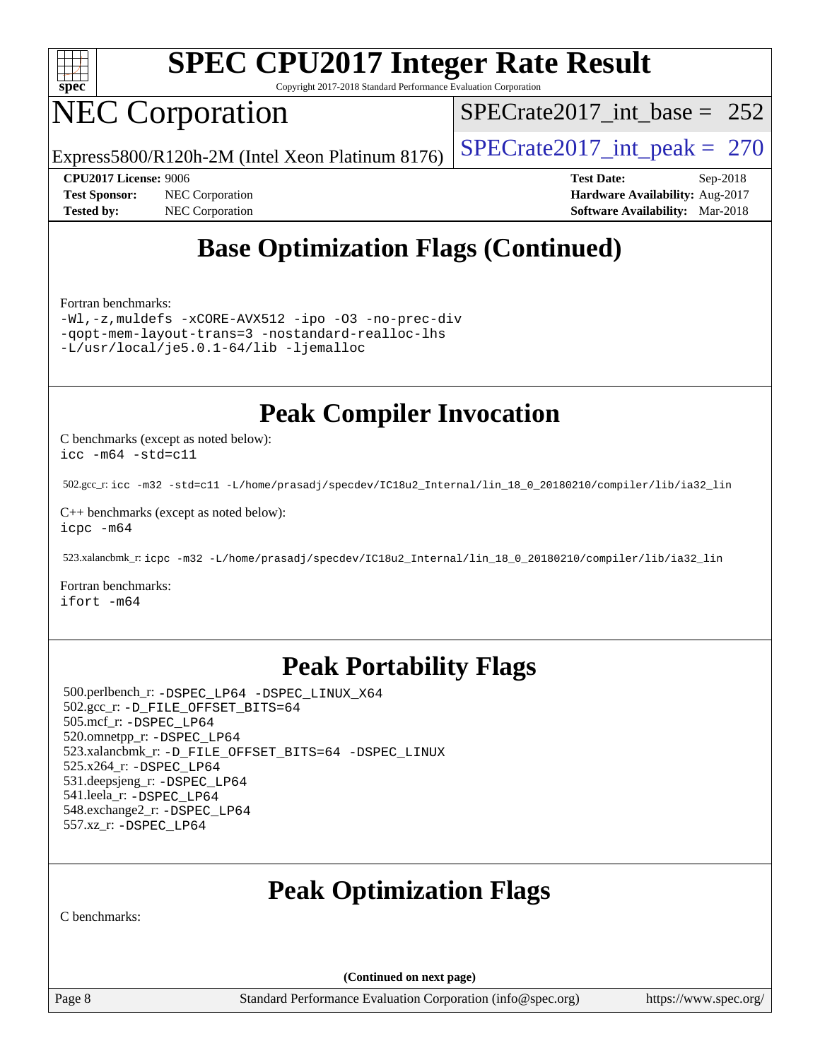# Base Optimization Flags (Continued)

Fortran benchmarks:

```
-Wl,-z,muldefs -xCORE-AVX512 -ipo -O3 -no-prec-div
-qopt-mem-layout-trans=3 -nostandard-realloc-lhs
-L/usr/local/je5.0.1-64/lib -ljemalloc
```

# Peak Compiler Invocation

C benchmarks (except as noted below):
`icc -m64 -std=c11`

502.gcc_r: `icc -m32 -std=c11 -L/home/prasadj/specdev/IC18u2_Internal/lin_18_0_20180210/compiler/lib/ia32_lin`

C++ benchmarks (except as noted below):
`icpc -m64`

523.xalancbmk_r: `icpc -m32 -L/home/prasadj/specdev/IC18u2_Internal/lin_18_0_20180210/compiler/lib/ia32_lin`

Fortran benchmarks:
`ifort -m64`

# Peak Portability Flags

500.perlbench_r: `-DSPEC_LP64 -DSPEC_LINUX_X64`
502.gcc_r: `-D_FILE_OFFSET_BITS=64`
505.mcf_r: `-DSPEC_LP64`
520.omnetpp_r: `-DSPEC_LP64`
523.xalancbmk_r: `-D_FILE_OFFSET_BITS=64 -DSPEC_LINUX`
525.x264_r: `-DSPEC_LP64`
531.deepsjeng_r: `-DSPEC_LP64`
541.leela_r: `-DSPEC_LP64`
548.exchange2_r: `-DSPEC_LP64`
557.xz_r: `-DSPEC_LP64`

# Peak Optimization Flags

C benchmarks:

**(Continued on next page)**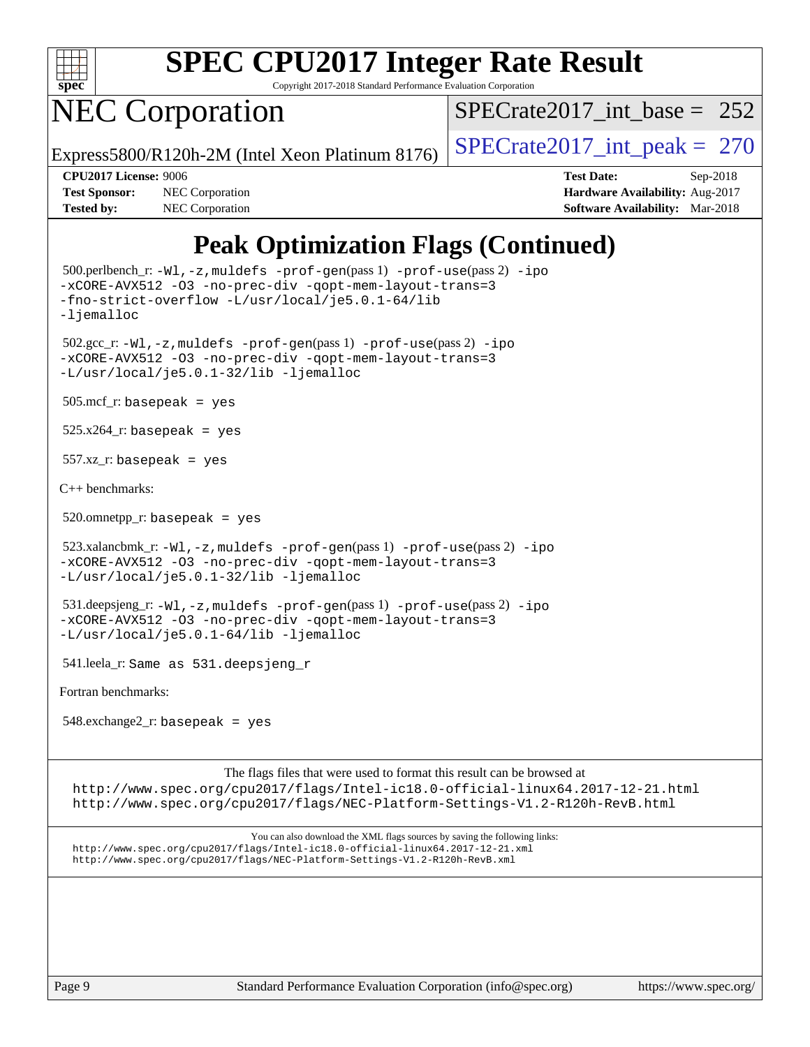## Peak Optimization Flags (Continued)

500.perlbench_r: `-Wl,-z,muldefs -prof-gen`(pass 1) `-prof-use`(pass 2) `-ipo -xCORE-AVX512 -O3 -no-prec-div -qopt-mem-layout-trans=3 -fno-strict-overflow -L/usr/local/je5.0.1-64/lib -ljemalloc`

502.gcc_r: `-Wl,-z,muldefs -prof-gen`(pass 1) `-prof-use`(pass 2) `-ipo -xCORE-AVX512 -O3 -no-prec-div -qopt-mem-layout-trans=3 -L/usr/local/je5.0.1-32/lib -ljemalloc`

505.mcf_r: `basepeak = yes`

525.x264_r: `basepeak = yes`

557.xz_r: `basepeak = yes`

C++ benchmarks:

520.omnetpp_r: `basepeak = yes`

523.xalancbmk_r: `-Wl,-z,muldefs -prof-gen`(pass 1) `-prof-use`(pass 2) `-ipo -xCORE-AVX512 -O3 -no-prec-div -qopt-mem-layout-trans=3 -L/usr/local/je5.0.1-32/lib -ljemalloc`

531.deepsjeng_r: `-Wl,-z,muldefs -prof-gen`(pass 1) `-prof-use`(pass 2) `-ipo -xCORE-AVX512 -O3 -no-prec-div -qopt-mem-layout-trans=3 -L/usr/local/je5.0.1-64/lib -ljemalloc`

541.leela_r: `Same as 531.deepsjeng_r`

Fortran benchmarks:

548.exchange2_r: `basepeak = yes`

The flags files that were used to format this result can be browsed at
http://www.spec.org/cpu2017/flags/Intel-ic18.0-official-linux64.2017-12-21.html
http://www.spec.org/cpu2017/flags/NEC-Platform-Settings-V1.2-R120h-RevB.html

You can also download the XML flags sources by saving the following links:
http://www.spec.org/cpu2017/flags/Intel-ic18.0-official-linux64.2017-12-21.xml
http://www.spec.org/cpu2017/flags/NEC-Platform-Settings-V1.2-R120h-RevB.xml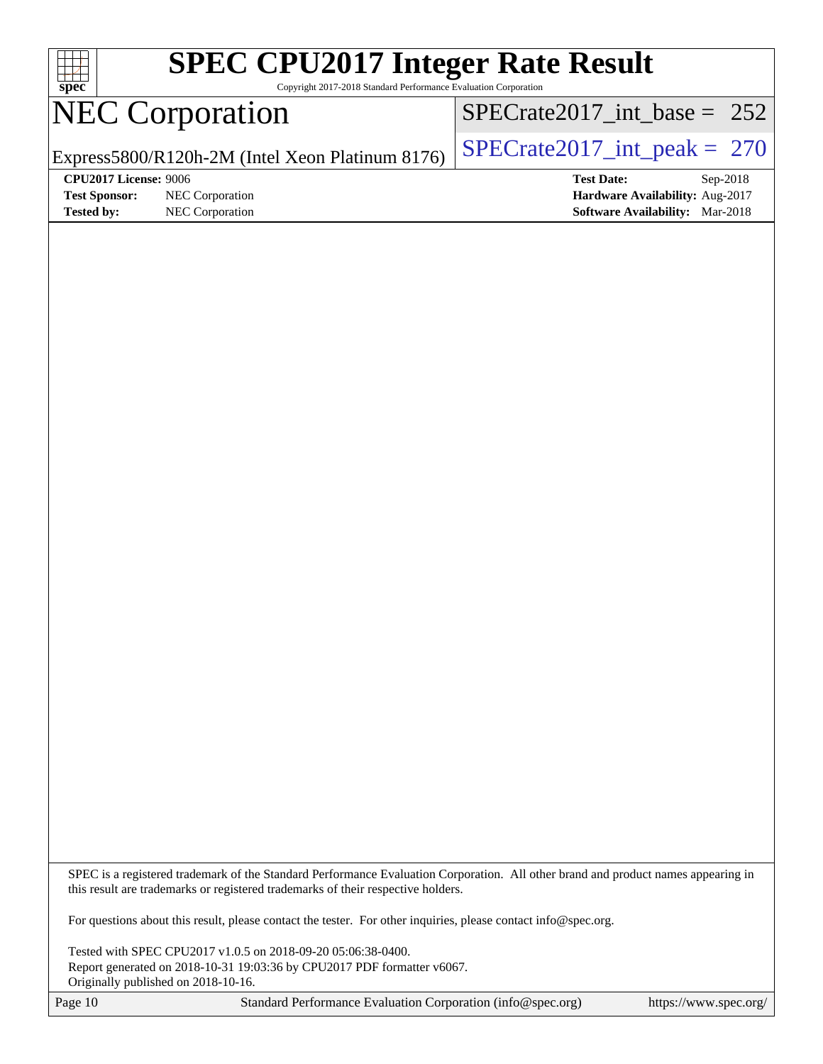SPEC is a registered trademark of the Standard Performance Evaluation Corporation. All other brand and product names appearing in this result are trademarks or registered trademarks of their respective holders.

For questions about this result, please contact the tester. For other inquiries, please contact info@spec.org.

Tested with SPEC CPU2017 v1.0.5 on 2018-09-20 05:06:38-0400.
Report generated on 2018-10-31 19:03:36 by CPU2017 PDF formatter v6067.
Originally published on 2018-10-16.